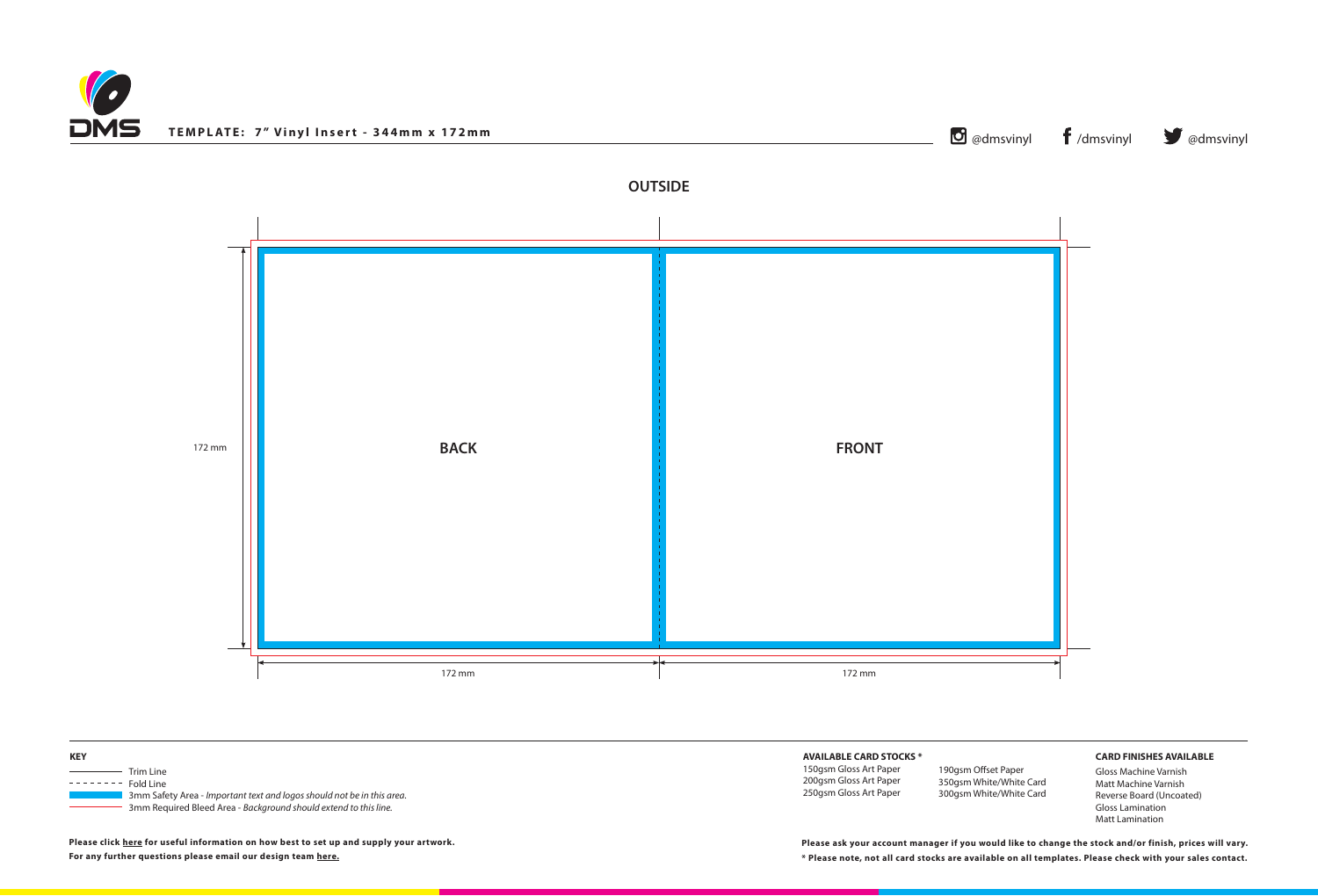**TEMPLATE: 7" Vinyl Insert - 344mm x 172mm**

@dmsvinyl /dmsvinyl @dmsvinyl

## OUTSIDE

BACK

FRONT

172 mm

172 mm

172 mm

**KEY**

- Trim Line
- Fold Line
- 3mm Safety Area - *Important text and logos should not be in this area.*
- 3mm Required Bleed Area - *Background should extend to this line.*

**Please click here for useful information on how best to set up and supply your artwork.**
**For any further questions please email our design team here.**

**AVAILABLE CARD STOCKS ***

- 150gsm Gloss Art Paper
- 200gsm Gloss Art Paper
- 250gsm Gloss Art Paper
- 190gsm Offset Paper
- 350gsm White/White Card
- 300gsm White/White Card

**CARD FINISHES AVAILABLE**

- Gloss Machine Varnish
- Matt Machine Varnish
- Reverse Board (Uncoated)
- Gloss Lamination
- Matt Lamination

**Please ask your account manager if you would like to change the stock and/or finish, prices will vary.**
*** Please note, not all card stocks are available on all templates. Please check with your sales contact.**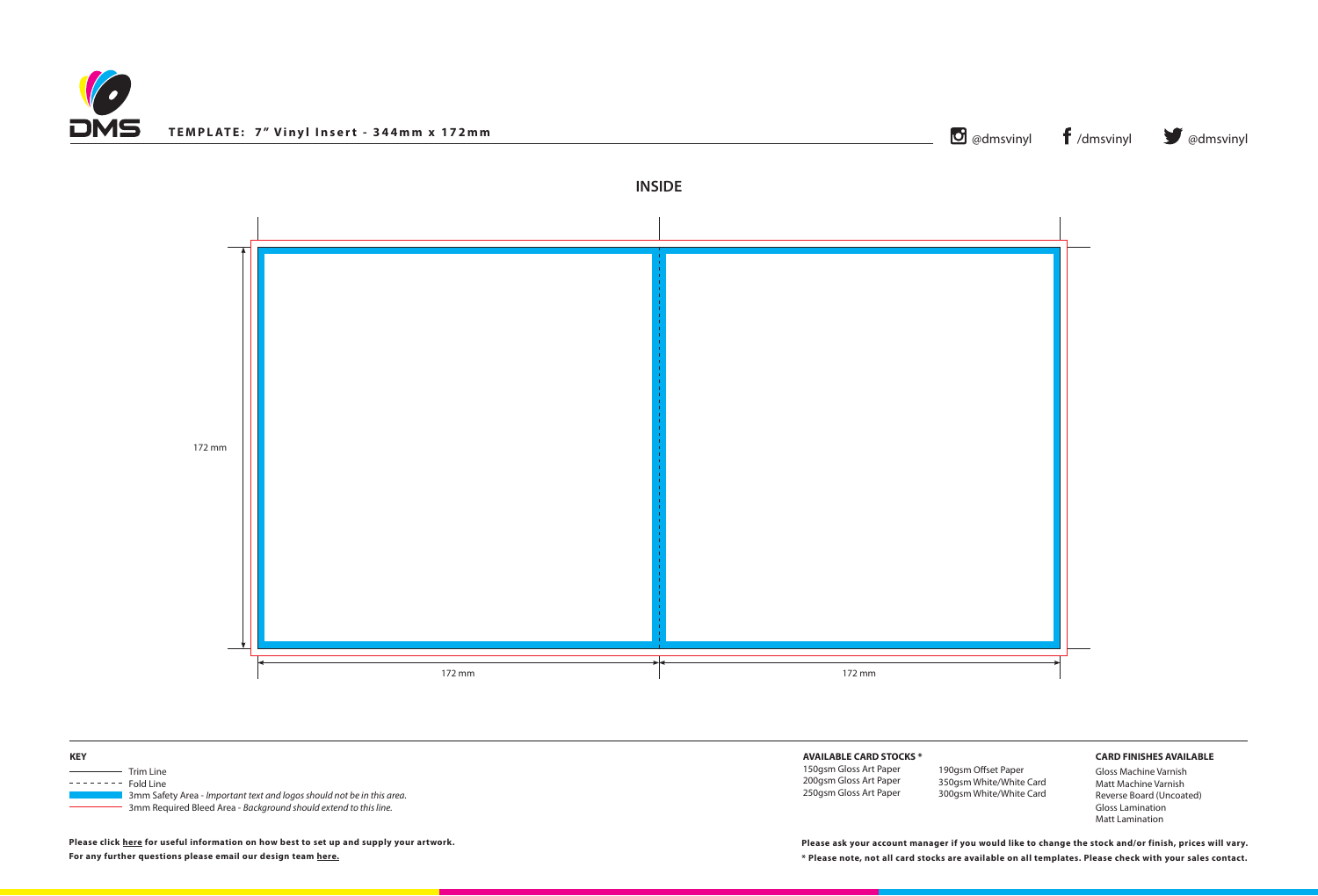**TEMPLATE: 7" Vinyl Insert - 344mm x 172mm**

@dmsvinyl /dmsvinyl @dmsvinyl

## INSIDE

172 mm

172 mm

172 mm

**KEY**

- Trim Line
- Fold Line
- 3mm Safety Area - *Important text and logos should not be in this area.*
- 3mm Required Bleed Area - *Background should extend to this line.*

**Please click here for useful information on how best to set up and supply your artwork.**
**For any further questions please email our design team here.**

**AVAILABLE CARD STOCKS \***

150gsm Gloss Art Paper
200gsm Gloss Art Paper
250gsm Gloss Art Paper
190gsm Offset Paper
350gsm White/White Card
300gsm White/White Card

**CARD FINISHES AVAILABLE**

Gloss Machine Varnish
Matt Machine Varnish
Reverse Board (Uncoated)
Gloss Lamination
Matt Lamination

**Please ask your account manager if you would like to change the stock and/or finish, prices will vary.**
**\* Please note, not all card stocks are available on all templates. Please check with your sales contact.**